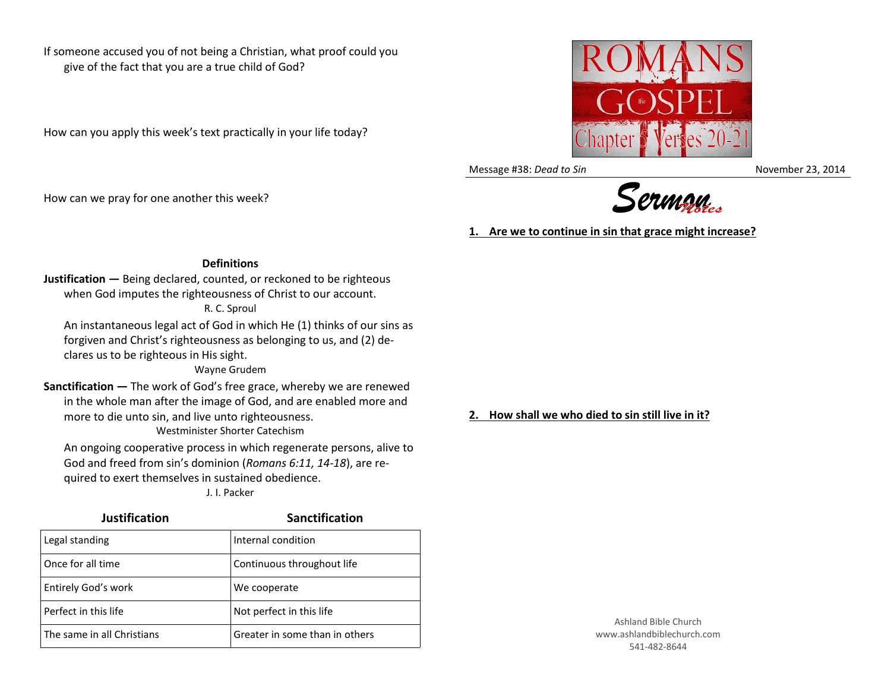If someone accused you of not being a Christian, what proof could you give of the fact that you are a true child of God?

How can you apply this week's text practically in your life today?

How can we pray for one another this week?

### Definitions

**Justification —** Being declared, counted, or reckoned to be righteous when God imputes the righteousness of Christ to our account.

R. C. Sproul

An instantaneous legal act of God in which He (1) thinks of our sins as forgiven and Christ's righteousness as belonging to us, and (2) declares us to be righteous in His sight.

Wayne Grudem

**Sanctification —** The work of God's free grace, whereby we are renewed in the whole man after the image of God, and are enabled more and more to die unto sin, and live unto righteousness.

Westminister Shorter Catechism

An ongoing cooperative process in which regenerate persons, alive to God and freed from sin's dominion (*Romans 6:11, 14-18*), are required to exert themselves in sustained obedience.

J. I. Packer

| Justification | Sanctification |
|---|---|
| Legal standing | Internal condition |
| Once for all time | Continuous throughout life |
| Entirely God's work | We cooperate |
| Perfect in this life | Not perfect in this life |
| The same in all Christians | Greater in some than in others |

# ROMANS the GOSPEL
## Chapter 6 Verses 20-21

Message #38: *Dead to Sin* November 23, 2014

## Sermon Notes

**1. Are we to continue in sin that grace might increase?**

**2. How shall we who died to sin still live in it?**

Ashland Bible Church
www.ashlandbiblechurch.com
541-482-8644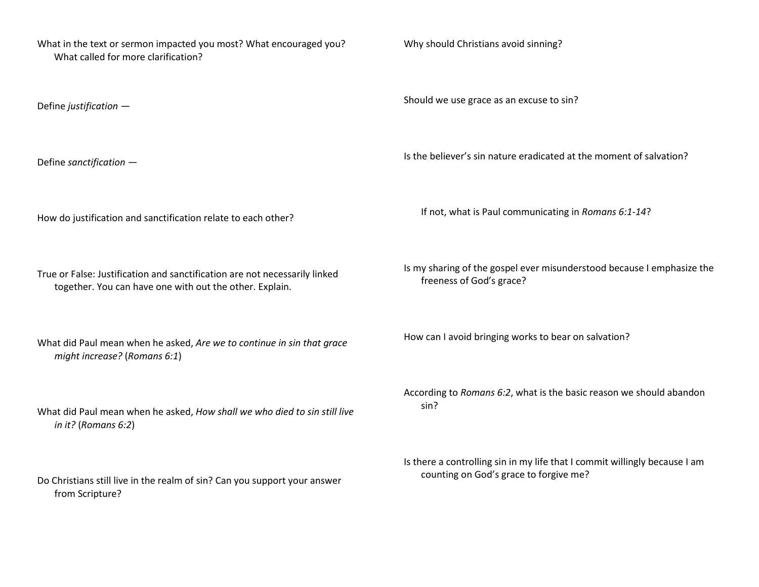What in the text or sermon impacted you most? What encouraged you? What called for more clarification?

Define *justification* —

Define *sanctification* —

How do justification and sanctification relate to each other?

True or False: Justification and sanctification are not necessarily linked together. You can have one with out the other. Explain.

What did Paul mean when he asked, *Are we to continue in sin that grace might increase?* (*Romans 6:1*)

What did Paul mean when he asked, *How shall we who died to sin still live in it?* (*Romans 6:2*)

Do Christians still live in the realm of sin? Can you support your answer from Scripture?

Why should Christians avoid sinning?

Should we use grace as an excuse to sin?

Is the believer's sin nature eradicated at the moment of salvation?

If not, what is Paul communicating in *Romans 6:1-14*?

Is my sharing of the gospel ever misunderstood because I emphasize the freeness of God's grace?

How can I avoid bringing works to bear on salvation?

According to *Romans 6:2*, what is the basic reason we should abandon sin?

Is there a controlling sin in my life that I commit willingly because I am counting on God's grace to forgive me?